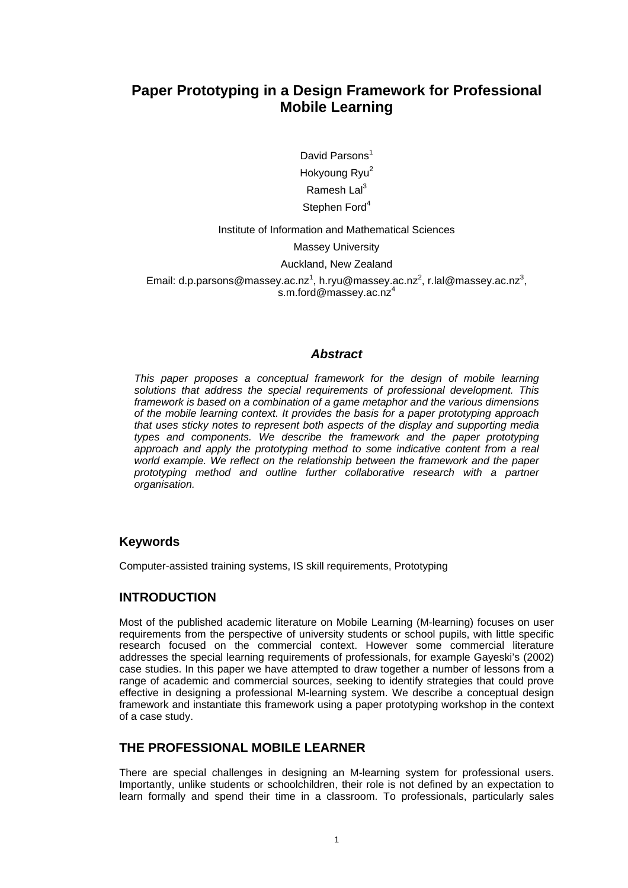# Paper Prototyping in a Design Framework for Professional Mobile Learning

David Parsons[1]

Hokyoung Ryu[2]

Ramesh Lal[3]

Stephen Ford[4]

Institute of Information and Mathematical Sciences

Massey University

Auckland, New Zealand

Email: d.p.parsons@massey.ac.nz[1], h.ryu@massey.ac.nz[2], r.lal@massey.ac.nz[3], s.m.ford@massey.ac.nz[4]

### *Abstract*

*This paper proposes a conceptual framework for the design of mobile learning solutions that address the special requirements of professional development. This framework is based on a combination of a game metaphor and the various dimensions of the mobile learning context. It provides the basis for a paper prototyping approach that uses sticky notes to represent both aspects of the display and supporting media types and components. We describe the framework and the paper prototyping approach and apply the prototyping method to some indicative content from a real world example. We reflect on the relationship between the framework and the paper prototyping method and outline further collaborative research with a partner organisation.*

## Keywords

Computer-assisted training systems, IS skill requirements, Prototyping

## INTRODUCTION

Most of the published academic literature on Mobile Learning (M-learning) focuses on user requirements from the perspective of university students or school pupils, with little specific research focused on the commercial context. However some commercial literature addresses the special learning requirements of professionals, for example Gayeski's (2002) case studies. In this paper we have attempted to draw together a number of lessons from a range of academic and commercial sources, seeking to identify strategies that could prove effective in designing a professional M-learning system. We describe a conceptual design framework and instantiate this framework using a paper prototyping workshop in the context of a case study.

## THE PROFESSIONAL MOBILE LEARNER

There are special challenges in designing an M-learning system for professional users. Importantly, unlike students or schoolchildren, their role is not defined by an expectation to learn formally and spend their time in a classroom. To professionals, particularly sales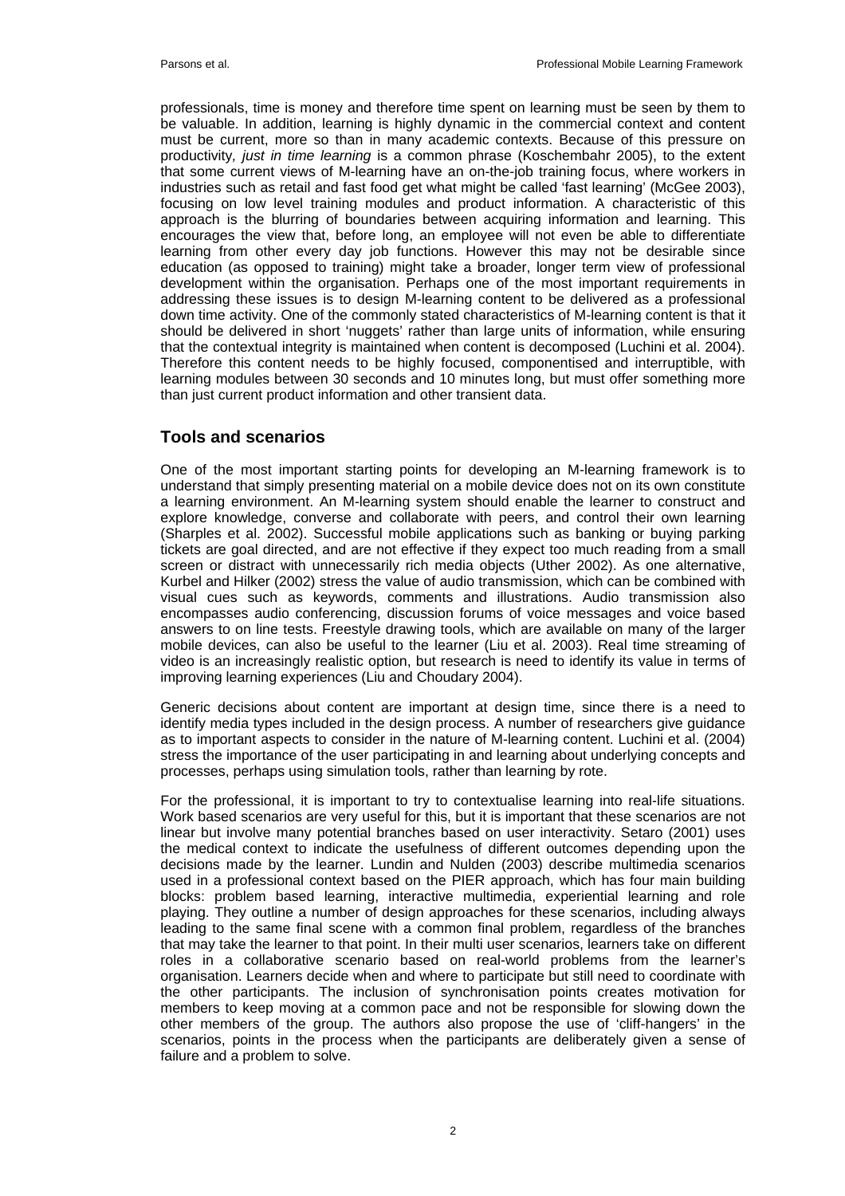professionals, time is money and therefore time spent on learning must be seen by them to be valuable. In addition, learning is highly dynamic in the commercial context and content must be current, more so than in many academic contexts. Because of this pressure on productivity*, just in time learning* is a common phrase (Koschembahr 2005), to the extent that some current views of M-learning have an on-the-job training focus, where workers in industries such as retail and fast food get what might be called 'fast learning' (McGee 2003), focusing on low level training modules and product information. A characteristic of this approach is the blurring of boundaries between acquiring information and learning. This encourages the view that, before long, an employee will not even be able to differentiate learning from other every day job functions. However this may not be desirable since education (as opposed to training) might take a broader, longer term view of professional development within the organisation. Perhaps one of the most important requirements in addressing these issues is to design M-learning content to be delivered as a professional down time activity. One of the commonly stated characteristics of M-learning content is that it should be delivered in short 'nuggets' rather than large units of information, while ensuring that the contextual integrity is maintained when content is decomposed (Luchini et al. 2004). Therefore this content needs to be highly focused, componentised and interruptible, with learning modules between 30 seconds and 10 minutes long, but must offer something more than just current product information and other transient data.

## Tools and scenarios

One of the most important starting points for developing an M-learning framework is to understand that simply presenting material on a mobile device does not on its own constitute a learning environment. An M-learning system should enable the learner to construct and explore knowledge, converse and collaborate with peers, and control their own learning (Sharples et al. 2002). Successful mobile applications such as banking or buying parking tickets are goal directed, and are not effective if they expect too much reading from a small screen or distract with unnecessarily rich media objects (Uther 2002). As one alternative, Kurbel and Hilker (2002) stress the value of audio transmission, which can be combined with visual cues such as keywords, comments and illustrations. Audio transmission also encompasses audio conferencing, discussion forums of voice messages and voice based answers to on line tests. Freestyle drawing tools, which are available on many of the larger mobile devices, can also be useful to the learner (Liu et al. 2003). Real time streaming of video is an increasingly realistic option, but research is need to identify its value in terms of improving learning experiences (Liu and Choudary 2004).

Generic decisions about content are important at design time, since there is a need to identify media types included in the design process. A number of researchers give guidance as to important aspects to consider in the nature of M-learning content. Luchini et al. (2004) stress the importance of the user participating in and learning about underlying concepts and processes, perhaps using simulation tools, rather than learning by rote.

For the professional, it is important to try to contextualise learning into real-life situations. Work based scenarios are very useful for this, but it is important that these scenarios are not linear but involve many potential branches based on user interactivity. Setaro (2001) uses the medical context to indicate the usefulness of different outcomes depending upon the decisions made by the learner. Lundin and Nulden (2003) describe multimedia scenarios used in a professional context based on the PIER approach, which has four main building blocks: problem based learning, interactive multimedia, experiential learning and role playing. They outline a number of design approaches for these scenarios, including always leading to the same final scene with a common final problem, regardless of the branches that may take the learner to that point. In their multi user scenarios, learners take on different roles in a collaborative scenario based on real-world problems from the learner's organisation. Learners decide when and where to participate but still need to coordinate with the other participants. The inclusion of synchronisation points creates motivation for members to keep moving at a common pace and not be responsible for slowing down the other members of the group. The authors also propose the use of 'cliff-hangers' in the scenarios, points in the process when the participants are deliberately given a sense of failure and a problem to solve.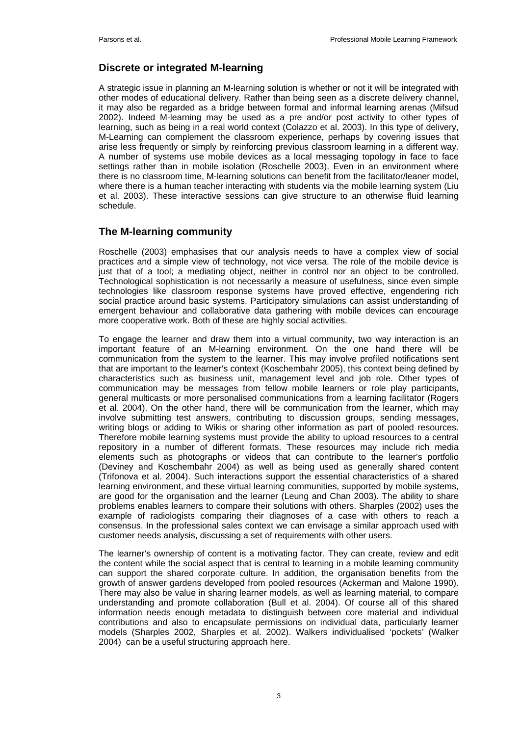## Discrete or integrated M-learning

A strategic issue in planning an M-learning solution is whether or not it will be integrated with other modes of educational delivery. Rather than being seen as a discrete delivery channel, it may also be regarded as a bridge between formal and informal learning arenas (Mifsud 2002). Indeed M-learning may be used as a pre and/or post activity to other types of learning, such as being in a real world context (Colazzo et al. 2003). In this type of delivery, M-Learning can complement the classroom experience, perhaps by covering issues that arise less frequently or simply by reinforcing previous classroom learning in a different way. A number of systems use mobile devices as a local messaging topology in face to face settings rather than in mobile isolation (Roschelle 2003). Even in an environment where there is no classroom time, M-learning solutions can benefit from the facilitator/leaner model, where there is a human teacher interacting with students via the mobile learning system (Liu et al. 2003). These interactive sessions can give structure to an otherwise fluid learning schedule.

## The M-learning community

Roschelle (2003) emphasises that our analysis needs to have a complex view of social practices and a simple view of technology, not vice versa. The role of the mobile device is just that of a tool; a mediating object, neither in control nor an object to be controlled. Technological sophistication is not necessarily a measure of usefulness, since even simple technologies like classroom response systems have proved effective, engendering rich social practice around basic systems. Participatory simulations can assist understanding of emergent behaviour and collaborative data gathering with mobile devices can encourage more cooperative work. Both of these are highly social activities.

To engage the learner and draw them into a virtual community, two way interaction is an important feature of an M-learning environment. On the one hand there will be communication from the system to the learner. This may involve profiled notifications sent that are important to the learner's context (Koschembahr 2005), this context being defined by characteristics such as business unit, management level and job role. Other types of communication may be messages from fellow mobile learners or role play participants, general multicasts or more personalised communications from a learning facilitator (Rogers et al. 2004). On the other hand, there will be communication from the learner, which may involve submitting test answers, contributing to discussion groups, sending messages, writing blogs or adding to Wikis or sharing other information as part of pooled resources. Therefore mobile learning systems must provide the ability to upload resources to a central repository in a number of different formats. These resources may include rich media elements such as photographs or videos that can contribute to the learner's portfolio (Deviney and Koschembahr 2004) as well as being used as generally shared content (Trifonova et al. 2004). Such interactions support the essential characteristics of a shared learning environment, and these virtual learning communities, supported by mobile systems, are good for the organisation and the learner (Leung and Chan 2003). The ability to share problems enables learners to compare their solutions with others. Sharples (2002) uses the example of radiologists comparing their diagnoses of a case with others to reach a consensus. In the professional sales context we can envisage a similar approach used with customer needs analysis, discussing a set of requirements with other users.

The learner's ownership of content is a motivating factor. They can create, review and edit the content while the social aspect that is central to learning in a mobile learning community can support the shared corporate culture. In addition, the organisation benefits from the growth of answer gardens developed from pooled resources (Ackerman and Malone 1990). There may also be value in sharing learner models, as well as learning material, to compare understanding and promote collaboration (Bull et al. 2004). Of course all of this shared information needs enough metadata to distinguish between core material and individual contributions and also to encapsulate permissions on individual data, particularly learner models (Sharples 2002, Sharples et al. 2002). Walkers individualised 'pockets' (Walker 2004) can be a useful structuring approach here.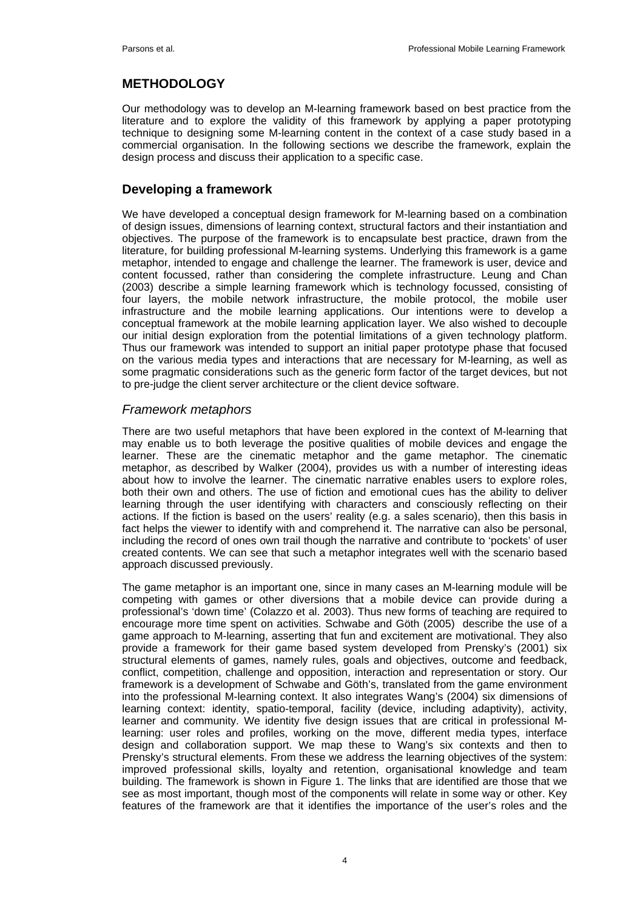## METHODOLOGY

Our methodology was to develop an M-learning framework based on best practice from the literature and to explore the validity of this framework by applying a paper prototyping technique to designing some M-learning content in the context of a case study based in a commercial organisation. In the following sections we describe the framework, explain the design process and discuss their application to a specific case.

### Developing a framework

We have developed a conceptual design framework for M-learning based on a combination of design issues, dimensions of learning context, structural factors and their instantiation and objectives. The purpose of the framework is to encapsulate best practice, drawn from the literature, for building professional M-learning systems. Underlying this framework is a game metaphor, intended to engage and challenge the learner. The framework is user, device and content focussed, rather than considering the complete infrastructure. Leung and Chan (2003) describe a simple learning framework which is technology focussed, consisting of four layers, the mobile network infrastructure, the mobile protocol, the mobile user infrastructure and the mobile learning applications. Our intentions were to develop a conceptual framework at the mobile learning application layer. We also wished to decouple our initial design exploration from the potential limitations of a given technology platform. Thus our framework was intended to support an initial paper prototype phase that focused on the various media types and interactions that are necessary for M-learning, as well as some pragmatic considerations such as the generic form factor of the target devices, but not to pre-judge the client server architecture or the client device software.

#### *Framework metaphors*

There are two useful metaphors that have been explored in the context of M-learning that may enable us to both leverage the positive qualities of mobile devices and engage the learner. These are the cinematic metaphor and the game metaphor. The cinematic metaphor, as described by Walker (2004), provides us with a number of interesting ideas about how to involve the learner. The cinematic narrative enables users to explore roles, both their own and others. The use of fiction and emotional cues has the ability to deliver learning through the user identifying with characters and consciously reflecting on their actions. If the fiction is based on the users' reality (e.g. a sales scenario), then this basis in fact helps the viewer to identify with and comprehend it. The narrative can also be personal, including the record of ones own trail though the narrative and contribute to 'pockets' of user created contents. We can see that such a metaphor integrates well with the scenario based approach discussed previously.

The game metaphor is an important one, since in many cases an M-learning module will be competing with games or other diversions that a mobile device can provide during a professional's 'down time' (Colazzo et al. 2003). Thus new forms of teaching are required to encourage more time spent on activities. Schwabe and Göth (2005) describe the use of a game approach to M-learning, asserting that fun and excitement are motivational. They also provide a framework for their game based system developed from Prensky's (2001) six structural elements of games, namely rules, goals and objectives, outcome and feedback, conflict, competition, challenge and opposition, interaction and representation or story. Our framework is a development of Schwabe and Göth's, translated from the game environment into the professional M-learning context. It also integrates Wang's (2004) six dimensions of learning context: identity, spatio-temporal, facility (device, including adaptivity), activity, learner and community. We identity five design issues that are critical in professional M-learning: user roles and profiles, working on the move, different media types, interface design and collaboration support. We map these to Wang's six contexts and then to Prensky's structural elements. From these we address the learning objectives of the system: improved professional skills, loyalty and retention, organisational knowledge and team building. The framework is shown in Figure 1. The links that are identified are those that we see as most important, though most of the components will relate in some way or other. Key features of the framework are that it identifies the importance of the user's roles and the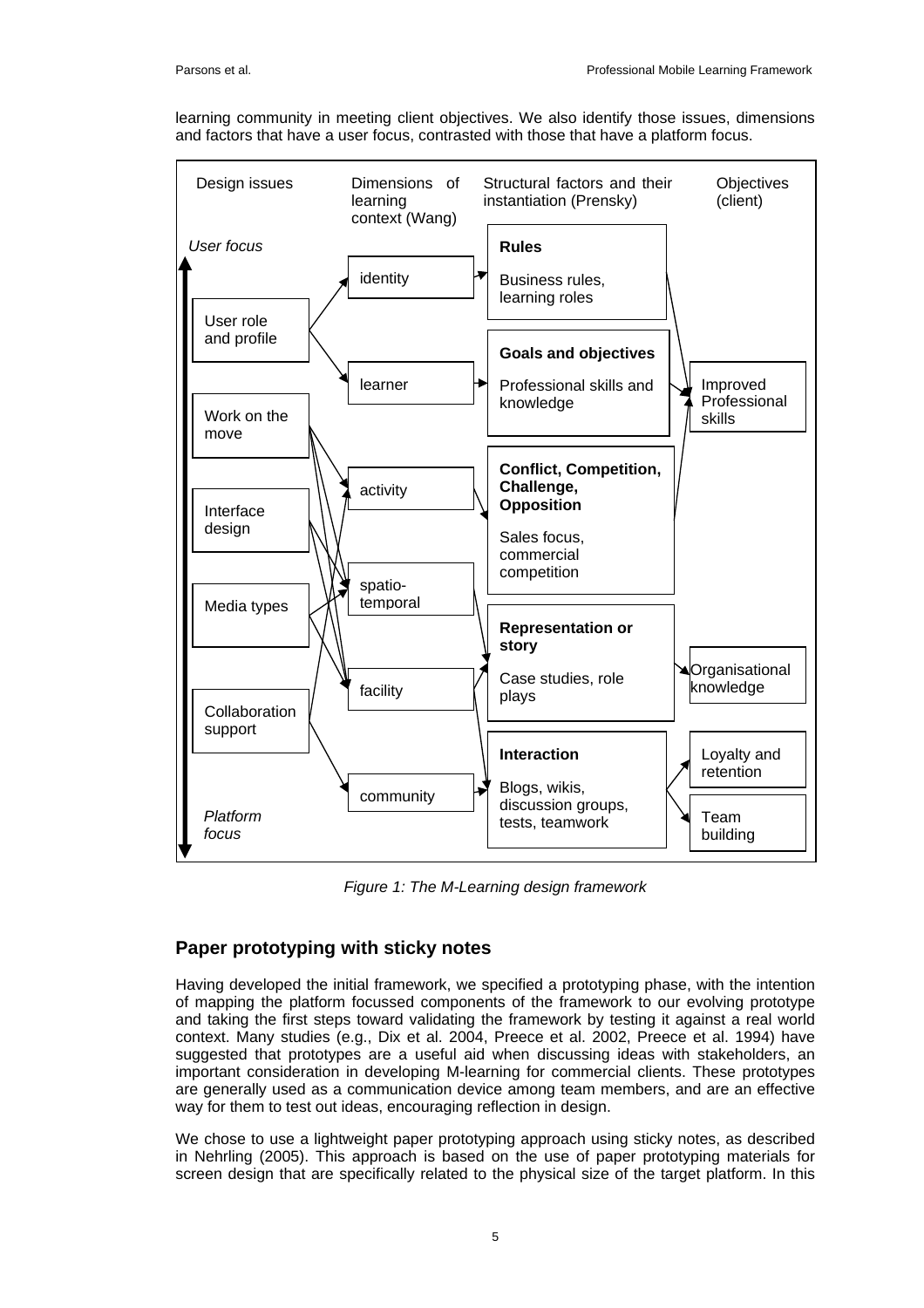learning community in meeting client objectives. We also identify those issues, dimensions and factors that have a user focus, contrasted with those that have a platform focus.

| Design issues | Dimensions of learning context (Wang) | Structural factors and their instantiation (Prensky) | Objectives (client) |
|---|---|---|---|
| *User focus* | | | |
| User role and profile | identity | **Rules** Business rules, learning roles | Improved Professional skills |
| Work on the move | learner | **Goals and objectives** Professional skills and knowledge | Organisational knowledge |
| Interface design | activity | **Conflict, Competition, Challenge, Opposition** Sales focus, commercial competition | Loyalty and retention |
| Media types | spatio-temporal | **Representation or story** Case studies, role plays | Team building |
| Collaboration support | facility | **Interaction** Blogs, wikis, discussion groups, tests, teamwork | |
| *Platform focus* | community | | |

*Figure 1: The M-Learning design framework*

## Paper prototyping with sticky notes

Having developed the initial framework, we specified a prototyping phase, with the intention of mapping the platform focussed components of the framework to our evolving prototype and taking the first steps toward validating the framework by testing it against a real world context. Many studies (e.g., Dix et al. 2004, Preece et al. 2002, Preece et al. 1994) have suggested that prototypes are a useful aid when discussing ideas with stakeholders, an important consideration in developing M-learning for commercial clients. These prototypes are generally used as a communication device among team members, and are an effective way for them to test out ideas, encouraging reflection in design.

We chose to use a lightweight paper prototyping approach using sticky notes, as described in Nehrling (2005). This approach is based on the use of paper prototyping materials for screen design that are specifically related to the physical size of the target platform. In this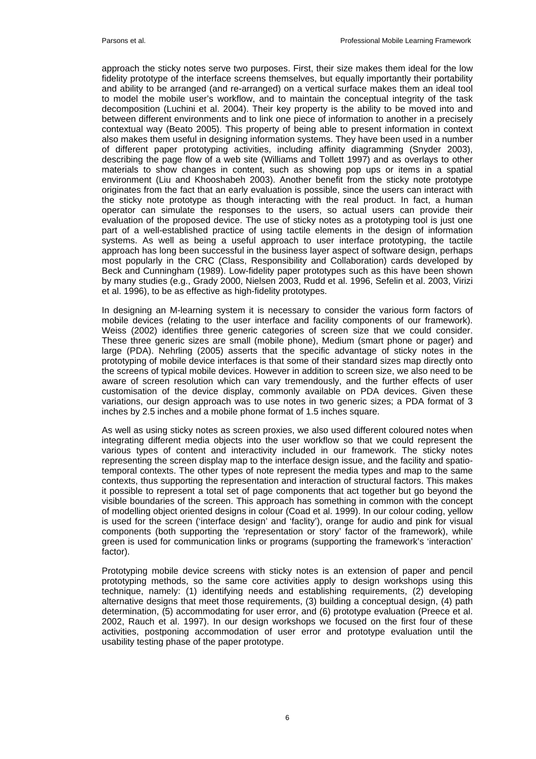approach the sticky notes serve two purposes. First, their size makes them ideal for the low fidelity prototype of the interface screens themselves, but equally importantly their portability and ability to be arranged (and re-arranged) on a vertical surface makes them an ideal tool to model the mobile user's workflow, and to maintain the conceptual integrity of the task decomposition (Luchini et al. 2004). Their key property is the ability to be moved into and between different environments and to link one piece of information to another in a precisely contextual way (Beato 2005). This property of being able to present information in context also makes them useful in designing information systems. They have been used in a number of different paper prototyping activities, including affinity diagramming (Snyder 2003), describing the page flow of a web site (Williams and Tollett 1997) and as overlays to other materials to show changes in content, such as showing pop ups or items in a spatial environment (Liu and Khooshabeh 2003). Another benefit from the sticky note prototype originates from the fact that an early evaluation is possible, since the users can interact with the sticky note prototype as though interacting with the real product. In fact, a human operator can simulate the responses to the users, so actual users can provide their evaluation of the proposed device. The use of sticky notes as a prototyping tool is just one part of a well-established practice of using tactile elements in the design of information systems. As well as being a useful approach to user interface prototyping, the tactile approach has long been successful in the business layer aspect of software design, perhaps most popularly in the CRC (Class, Responsibility and Collaboration) cards developed by Beck and Cunningham (1989). Low-fidelity paper prototypes such as this have been shown by many studies (e.g., Grady 2000, Nielsen 2003, Rudd et al. 1996, Sefelin et al. 2003, Virizi et al. 1996), to be as effective as high-fidelity prototypes.

In designing an M-learning system it is necessary to consider the various form factors of mobile devices (relating to the user interface and facility components of our framework). Weiss (2002) identifies three generic categories of screen size that we could consider. These three generic sizes are small (mobile phone), Medium (smart phone or pager) and large (PDA). Nehrling (2005) asserts that the specific advantage of sticky notes in the prototyping of mobile device interfaces is that some of their standard sizes map directly onto the screens of typical mobile devices. However in addition to screen size, we also need to be aware of screen resolution which can vary tremendously, and the further effects of user customisation of the device display, commonly available on PDA devices. Given these variations, our design approach was to use notes in two generic sizes; a PDA format of 3 inches by 2.5 inches and a mobile phone format of 1.5 inches square.

As well as using sticky notes as screen proxies, we also used different coloured notes when integrating different media objects into the user workflow so that we could represent the various types of content and interactivity included in our framework. The sticky notes representing the screen display map to the interface design issue, and the facility and spatio-temporal contexts. The other types of note represent the media types and map to the same contexts, thus supporting the representation and interaction of structural factors. This makes it possible to represent a total set of page components that act together but go beyond the visible boundaries of the screen. This approach has something in common with the concept of modelling object oriented designs in colour (Coad et al. 1999). In our colour coding, yellow is used for the screen ('interface design' and 'faclity'), orange for audio and pink for visual components (both supporting the 'representation or story' factor of the framework), while green is used for communication links or programs (supporting the framework's 'interaction' factor).

Prototyping mobile device screens with sticky notes is an extension of paper and pencil prototyping methods, so the same core activities apply to design workshops using this technique, namely: (1) identifying needs and establishing requirements, (2) developing alternative designs that meet those requirements, (3) building a conceptual design, (4) path determination, (5) accommodating for user error, and (6) prototype evaluation (Preece et al. 2002, Rauch et al. 1997). In our design workshops we focused on the first four of these activities, postponing accommodation of user error and prototype evaluation until the usability testing phase of the paper prototype.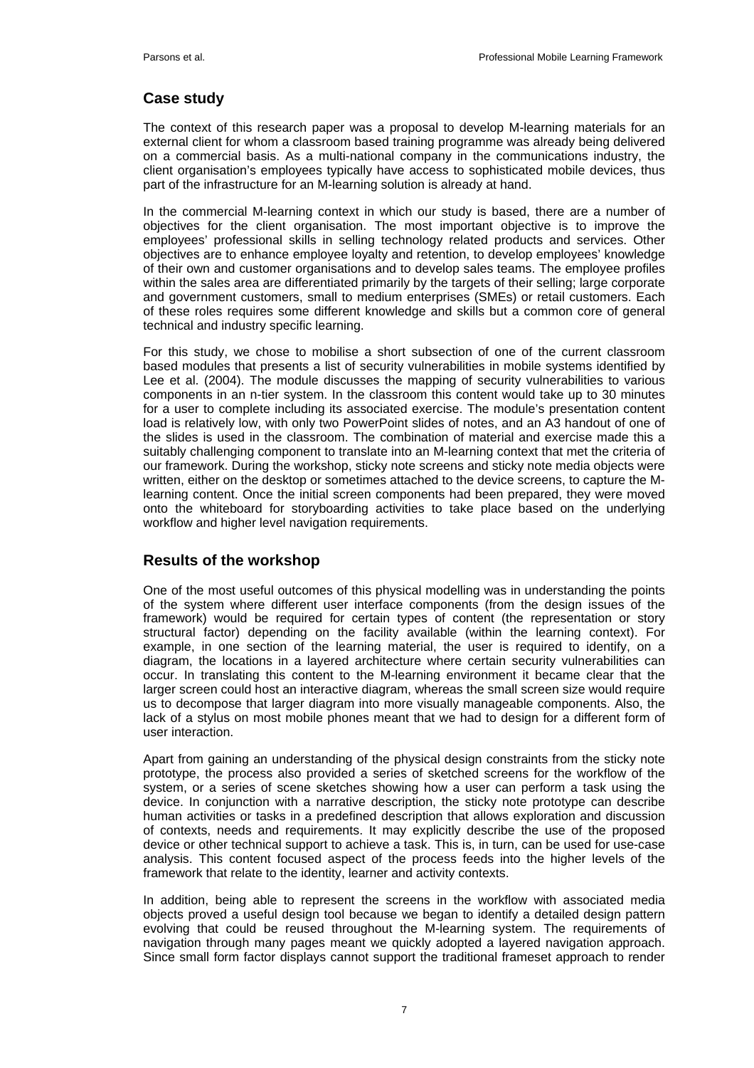## Case study

The context of this research paper was a proposal to develop M-learning materials for an external client for whom a classroom based training programme was already being delivered on a commercial basis. As a multi-national company in the communications industry, the client organisation's employees typically have access to sophisticated mobile devices, thus part of the infrastructure for an M-learning solution is already at hand.

In the commercial M-learning context in which our study is based, there are a number of objectives for the client organisation. The most important objective is to improve the employees' professional skills in selling technology related products and services. Other objectives are to enhance employee loyalty and retention, to develop employees' knowledge of their own and customer organisations and to develop sales teams. The employee profiles within the sales area are differentiated primarily by the targets of their selling; large corporate and government customers, small to medium enterprises (SMEs) or retail customers. Each of these roles requires some different knowledge and skills but a common core of general technical and industry specific learning.

For this study, we chose to mobilise a short subsection of one of the current classroom based modules that presents a list of security vulnerabilities in mobile systems identified by Lee et al. (2004). The module discusses the mapping of security vulnerabilities to various components in an n-tier system. In the classroom this content would take up to 30 minutes for a user to complete including its associated exercise. The module's presentation content load is relatively low, with only two PowerPoint slides of notes, and an A3 handout of one of the slides is used in the classroom. The combination of material and exercise made this a suitably challenging component to translate into an M-learning context that met the criteria of our framework. During the workshop, sticky note screens and sticky note media objects were written, either on the desktop or sometimes attached to the device screens, to capture the M-learning content. Once the initial screen components had been prepared, they were moved onto the whiteboard for storyboarding activities to take place based on the underlying workflow and higher level navigation requirements.

## Results of the workshop

One of the most useful outcomes of this physical modelling was in understanding the points of the system where different user interface components (from the design issues of the framework) would be required for certain types of content (the representation or story structural factor) depending on the facility available (within the learning context). For example, in one section of the learning material, the user is required to identify, on a diagram, the locations in a layered architecture where certain security vulnerabilities can occur. In translating this content to the M-learning environment it became clear that the larger screen could host an interactive diagram, whereas the small screen size would require us to decompose that larger diagram into more visually manageable components. Also, the lack of a stylus on most mobile phones meant that we had to design for a different form of user interaction.

Apart from gaining an understanding of the physical design constraints from the sticky note prototype, the process also provided a series of sketched screens for the workflow of the system, or a series of scene sketches showing how a user can perform a task using the device. In conjunction with a narrative description, the sticky note prototype can describe human activities or tasks in a predefined description that allows exploration and discussion of contexts, needs and requirements. It may explicitly describe the use of the proposed device or other technical support to achieve a task. This is, in turn, can be used for use-case analysis. This content focused aspect of the process feeds into the higher levels of the framework that relate to the identity, learner and activity contexts.

In addition, being able to represent the screens in the workflow with associated media objects proved a useful design tool because we began to identify a detailed design pattern evolving that could be reused throughout the M-learning system. The requirements of navigation through many pages meant we quickly adopted a layered navigation approach. Since small form factor displays cannot support the traditional frameset approach to render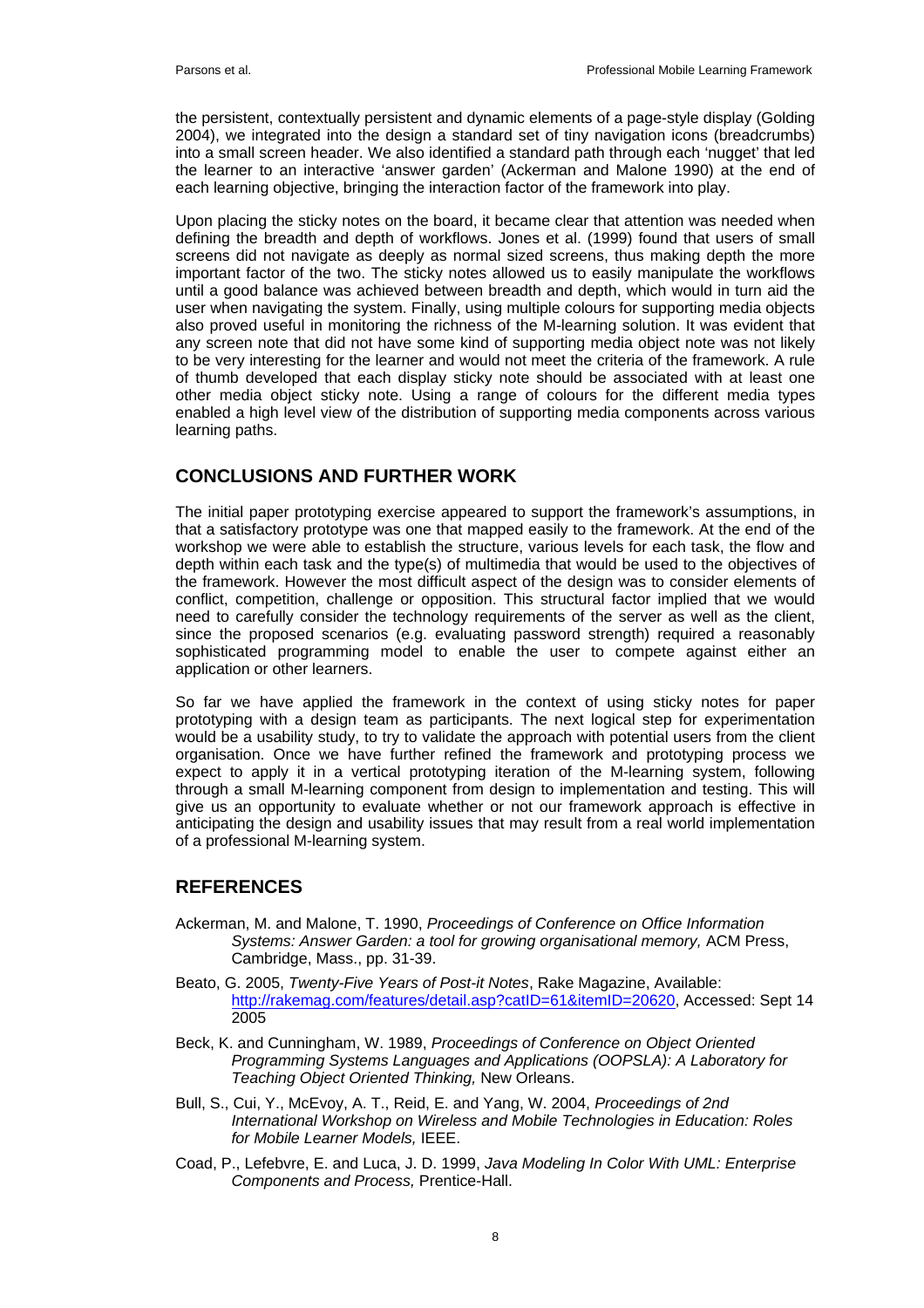the persistent, contextually persistent and dynamic elements of a page-style display (Golding 2004), we integrated into the design a standard set of tiny navigation icons (breadcrumbs) into a small screen header. We also identified a standard path through each 'nugget' that led the learner to an interactive 'answer garden' (Ackerman and Malone 1990) at the end of each learning objective, bringing the interaction factor of the framework into play.

Upon placing the sticky notes on the board, it became clear that attention was needed when defining the breadth and depth of workflows. Jones et al. (1999) found that users of small screens did not navigate as deeply as normal sized screens, thus making depth the more important factor of the two. The sticky notes allowed us to easily manipulate the workflows until a good balance was achieved between breadth and depth, which would in turn aid the user when navigating the system. Finally, using multiple colours for supporting media objects also proved useful in monitoring the richness of the M-learning solution. It was evident that any screen note that did not have some kind of supporting media object note was not likely to be very interesting for the learner and would not meet the criteria of the framework. A rule of thumb developed that each display sticky note should be associated with at least one other media object sticky note. Using a range of colours for the different media types enabled a high level view of the distribution of supporting media components across various learning paths.

## CONCLUSIONS AND FURTHER WORK

The initial paper prototyping exercise appeared to support the framework's assumptions, in that a satisfactory prototype was one that mapped easily to the framework. At the end of the workshop we were able to establish the structure, various levels for each task, the flow and depth within each task and the type(s) of multimedia that would be used to the objectives of the framework. However the most difficult aspect of the design was to consider elements of conflict, competition, challenge or opposition. This structural factor implied that we would need to carefully consider the technology requirements of the server as well as the client, since the proposed scenarios (e.g. evaluating password strength) required a reasonably sophisticated programming model to enable the user to compete against either an application or other learners.

So far we have applied the framework in the context of using sticky notes for paper prototyping with a design team as participants. The next logical step for experimentation would be a usability study, to try to validate the approach with potential users from the client organisation. Once we have further refined the framework and prototyping process we expect to apply it in a vertical prototyping iteration of the M-learning system, following through a small M-learning component from design to implementation and testing. This will give us an opportunity to evaluate whether or not our framework approach is effective in anticipating the design and usability issues that may result from a real world implementation of a professional M-learning system.

## REFERENCES

- Ackerman, M. and Malone, T. 1990, *Proceedings of Conference on Office Information Systems: Answer Garden: a tool for growing organisational memory,* ACM Press, Cambridge, Mass., pp. 31-39.
- Beato, G. 2005, *Twenty-Five Years of Post-it Notes*, Rake Magazine, Available: http://rakemag.com/features/detail.asp?catID=61&itemID=20620, Accessed: Sept 14 2005
- Beck, K. and Cunningham, W. 1989, *Proceedings of Conference on Object Oriented Programming Systems Languages and Applications (OOPSLA): A Laboratory for Teaching Object Oriented Thinking,* New Orleans.
- Bull, S., Cui, Y., McEvoy, A. T., Reid, E. and Yang, W. 2004, *Proceedings of 2nd International Workshop on Wireless and Mobile Technologies in Education: Roles for Mobile Learner Models,* IEEE.
- Coad, P., Lefebvre, E. and Luca, J. D. 1999, *Java Modeling In Color With UML: Enterprise Components and Process,* Prentice-Hall.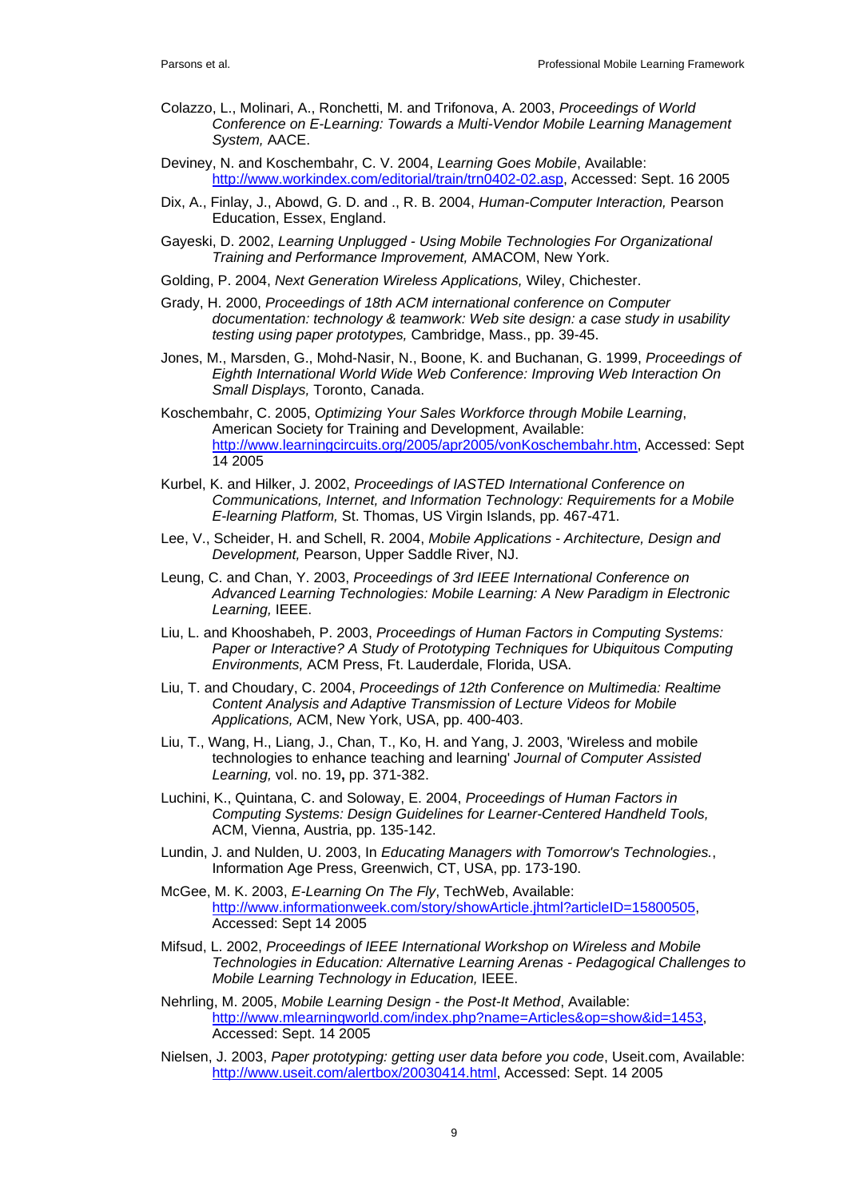Colazzo, L., Molinari, A., Ronchetti, M. and Trifonova, A. 2003, *Proceedings of World Conference on E-Learning: Towards a Multi-Vendor Mobile Learning Management System,* AACE.

Deviney, N. and Koschembahr, C. V. 2004, *Learning Goes Mobile*, Available: http://www.workindex.com/editorial/train/trn0402-02.asp, Accessed: Sept. 16 2005

Dix, A., Finlay, J., Abowd, G. D. and ., R. B. 2004, *Human-Computer Interaction,* Pearson Education, Essex, England.

Gayeski, D. 2002, *Learning Unplugged - Using Mobile Technologies For Organizational Training and Performance Improvement,* AMACOM, New York.

Golding, P. 2004, *Next Generation Wireless Applications,* Wiley, Chichester.

Grady, H. 2000, *Proceedings of 18th ACM international conference on Computer documentation: technology & teamwork: Web site design: a case study in usability testing using paper prototypes,* Cambridge, Mass., pp. 39-45.

Jones, M., Marsden, G., Mohd-Nasir, N., Boone, K. and Buchanan, G. 1999, *Proceedings of Eighth International World Wide Web Conference: Improving Web Interaction On Small Displays,* Toronto, Canada.

Koschembahr, C. 2005, *Optimizing Your Sales Workforce through Mobile Learning*, American Society for Training and Development, Available: http://www.learningcircuits.org/2005/apr2005/vonKoschembahr.htm, Accessed: Sept 14 2005

Kurbel, K. and Hilker, J. 2002, *Proceedings of IASTED International Conference on Communications, Internet, and Information Technology: Requirements for a Mobile E-learning Platform,* St. Thomas, US Virgin Islands, pp. 467-471.

Lee, V., Scheider, H. and Schell, R. 2004, *Mobile Applications - Architecture, Design and Development,* Pearson, Upper Saddle River, NJ.

Leung, C. and Chan, Y. 2003, *Proceedings of 3rd IEEE International Conference on Advanced Learning Technologies: Mobile Learning: A New Paradigm in Electronic Learning,* IEEE.

Liu, L. and Khooshabeh, P. 2003, *Proceedings of Human Factors in Computing Systems: Paper or Interactive? A Study of Prototyping Techniques for Ubiquitous Computing Environments,* ACM Press, Ft. Lauderdale, Florida, USA.

Liu, T. and Choudary, C. 2004, *Proceedings of 12th Conference on Multimedia: Realtime Content Analysis and Adaptive Transmission of Lecture Videos for Mobile Applications,* ACM, New York, USA, pp. 400-403.

Liu, T., Wang, H., Liang, J., Chan, T., Ko, H. and Yang, J. 2003, 'Wireless and mobile technologies to enhance teaching and learning' *Journal of Computer Assisted Learning,* vol. no. 19**,** pp. 371-382.

Luchini, K., Quintana, C. and Soloway, E. 2004, *Proceedings of Human Factors in Computing Systems: Design Guidelines for Learner-Centered Handheld Tools,* ACM, Vienna, Austria, pp. 135-142.

Lundin, J. and Nulden, U. 2003, In *Educating Managers with Tomorrow's Technologies.*, Information Age Press, Greenwich, CT, USA, pp. 173-190.

McGee, M. K. 2003, *E-Learning On The Fly*, TechWeb, Available: http://www.informationweek.com/story/showArticle.jhtml?articleID=15800505, Accessed: Sept 14 2005

Mifsud, L. 2002, *Proceedings of IEEE International Workshop on Wireless and Mobile Technologies in Education: Alternative Learning Arenas - Pedagogical Challenges to Mobile Learning Technology in Education,* IEEE.

Nehrling, M. 2005, *Mobile Learning Design - the Post-It Method*, Available: http://www.mlearningworld.com/index.php?name=Articles&op=show&id=1453, Accessed: Sept. 14 2005

Nielsen, J. 2003, *Paper prototyping: getting user data before you code*, Useit.com, Available: http://www.useit.com/alertbox/20030414.html, Accessed: Sept. 14 2005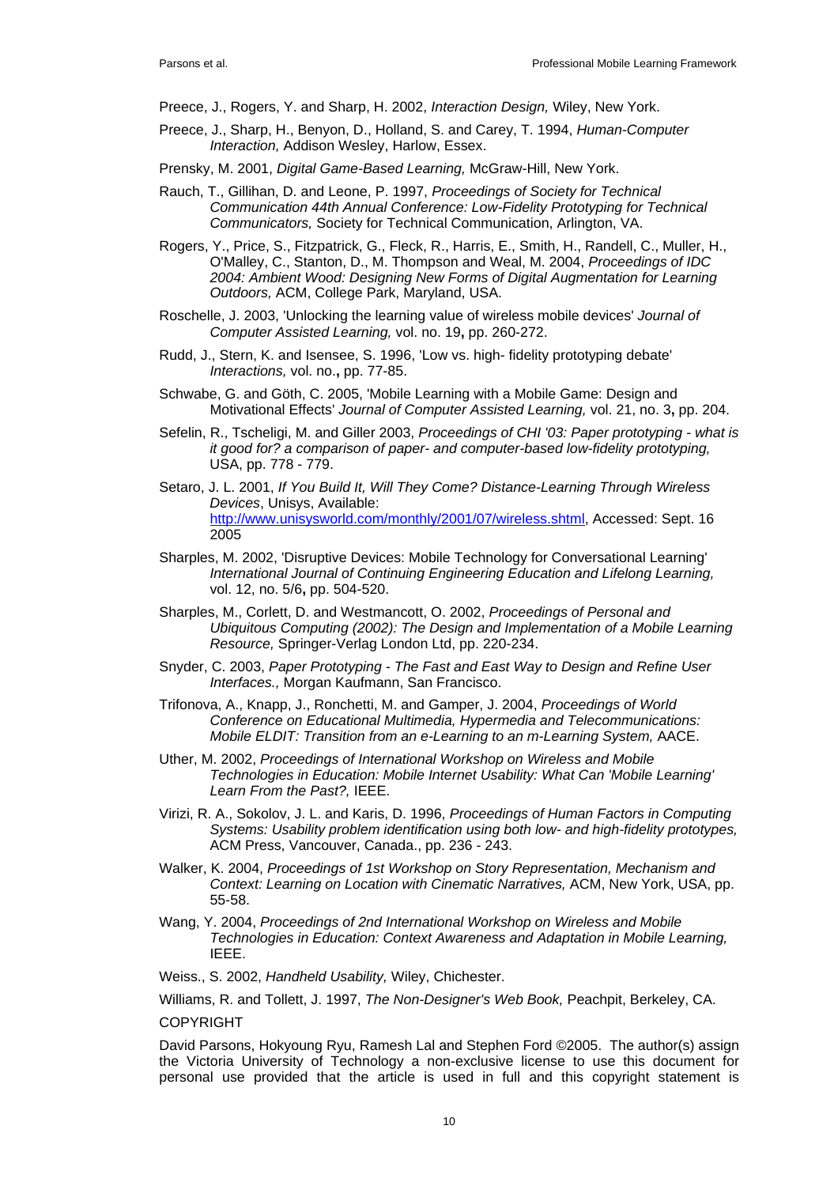Preece, J., Rogers, Y. and Sharp, H. 2002, *Interaction Design,* Wiley, New York.

Preece, J., Sharp, H., Benyon, D., Holland, S. and Carey, T. 1994, *Human-Computer Interaction,* Addison Wesley, Harlow, Essex.

Prensky, M. 2001, *Digital Game-Based Learning,* McGraw-Hill, New York.

Rauch, T., Gillihan, D. and Leone, P. 1997, *Proceedings of Society for Technical Communication 44th Annual Conference: Low-Fidelity Prototyping for Technical Communicators,* Society for Technical Communication, Arlington, VA.

Rogers, Y., Price, S., Fitzpatrick, G., Fleck, R., Harris, E., Smith, H., Randell, C., Muller, H., O'Malley, C., Stanton, D., M. Thompson and Weal, M. 2004, *Proceedings of IDC 2004: Ambient Wood: Designing New Forms of Digital Augmentation for Learning Outdoors,* ACM, College Park, Maryland, USA.

Roschelle, J. 2003, 'Unlocking the learning value of wireless mobile devices' *Journal of Computer Assisted Learning,* vol. no. 19**,** pp. 260-272.

Rudd, J., Stern, K. and Isensee, S. 1996, 'Low vs. high- fidelity prototyping debate' *Interactions,* vol. no.**,** pp. 77-85.

Schwabe, G. and Göth, C. 2005, 'Mobile Learning with a Mobile Game: Design and Motivational Effects' *Journal of Computer Assisted Learning,* vol. 21, no. 3**,** pp. 204.

Sefelin, R., Tscheligi, M. and Giller 2003, *Proceedings of CHI '03: Paper prototyping - what is it good for? a comparison of paper- and computer-based low-fidelity prototyping,* USA, pp. 778 - 779.

Setaro, J. L. 2001, *If You Build It, Will They Come? Distance-Learning Through Wireless Devices*, Unisys, Available: http://www.unisysworld.com/monthly/2001/07/wireless.shtml, Accessed: Sept. 16 2005

Sharples, M. 2002, 'Disruptive Devices: Mobile Technology for Conversational Learning' *International Journal of Continuing Engineering Education and Lifelong Learning,* vol. 12, no. 5/6**,** pp. 504-520.

Sharples, M., Corlett, D. and Westmancott, O. 2002, *Proceedings of Personal and Ubiquitous Computing (2002): The Design and Implementation of a Mobile Learning Resource,* Springer-Verlag London Ltd, pp. 220-234.

Snyder, C. 2003, *Paper Prototyping - The Fast and East Way to Design and Refine User Interfaces.,* Morgan Kaufmann, San Francisco.

Trifonova, A., Knapp, J., Ronchetti, M. and Gamper, J. 2004, *Proceedings of World Conference on Educational Multimedia, Hypermedia and Telecommunications: Mobile ELDIT: Transition from an e-Learning to an m-Learning System,* AACE.

Uther, M. 2002, *Proceedings of International Workshop on Wireless and Mobile Technologies in Education: Mobile Internet Usability: What Can 'Mobile Learning' Learn From the Past?,* IEEE.

Virizi, R. A., Sokolov, J. L. and Karis, D. 1996, *Proceedings of Human Factors in Computing Systems: Usability problem identification using both low- and high-fidelity prototypes,* ACM Press, Vancouver, Canada., pp. 236 - 243.

Walker, K. 2004, *Proceedings of 1st Workshop on Story Representation, Mechanism and Context: Learning on Location with Cinematic Narratives,* ACM, New York, USA, pp. 55-58.

Wang, Y. 2004, *Proceedings of 2nd International Workshop on Wireless and Mobile Technologies in Education: Context Awareness and Adaptation in Mobile Learning,* IEEE.

Weiss., S. 2002, *Handheld Usability,* Wiley, Chichester.

Williams, R. and Tollett, J. 1997, *The Non-Designer's Web Book,* Peachpit, Berkeley, CA.

COPYRIGHT

David Parsons, Hokyoung Ryu, Ramesh Lal and Stephen Ford ©2005. The author(s) assign the Victoria University of Technology a non-exclusive license to use this document for personal use provided that the article is used in full and this copyright statement is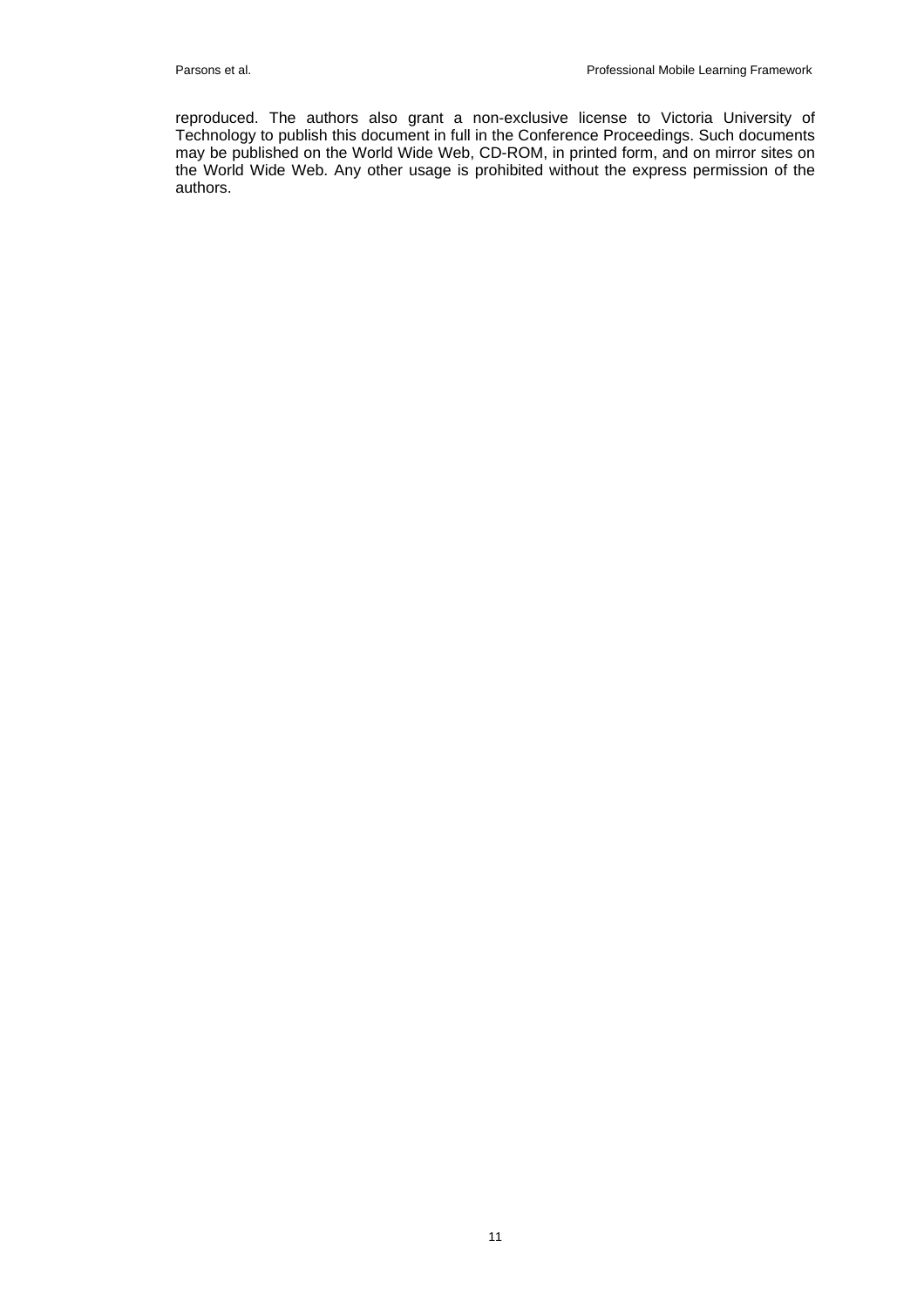reproduced. The authors also grant a non-exclusive license to Victoria University of Technology to publish this document in full in the Conference Proceedings. Such documents may be published on the World Wide Web, CD-ROM, in printed form, and on mirror sites on the World Wide Web. Any other usage is prohibited without the express permission of the authors.